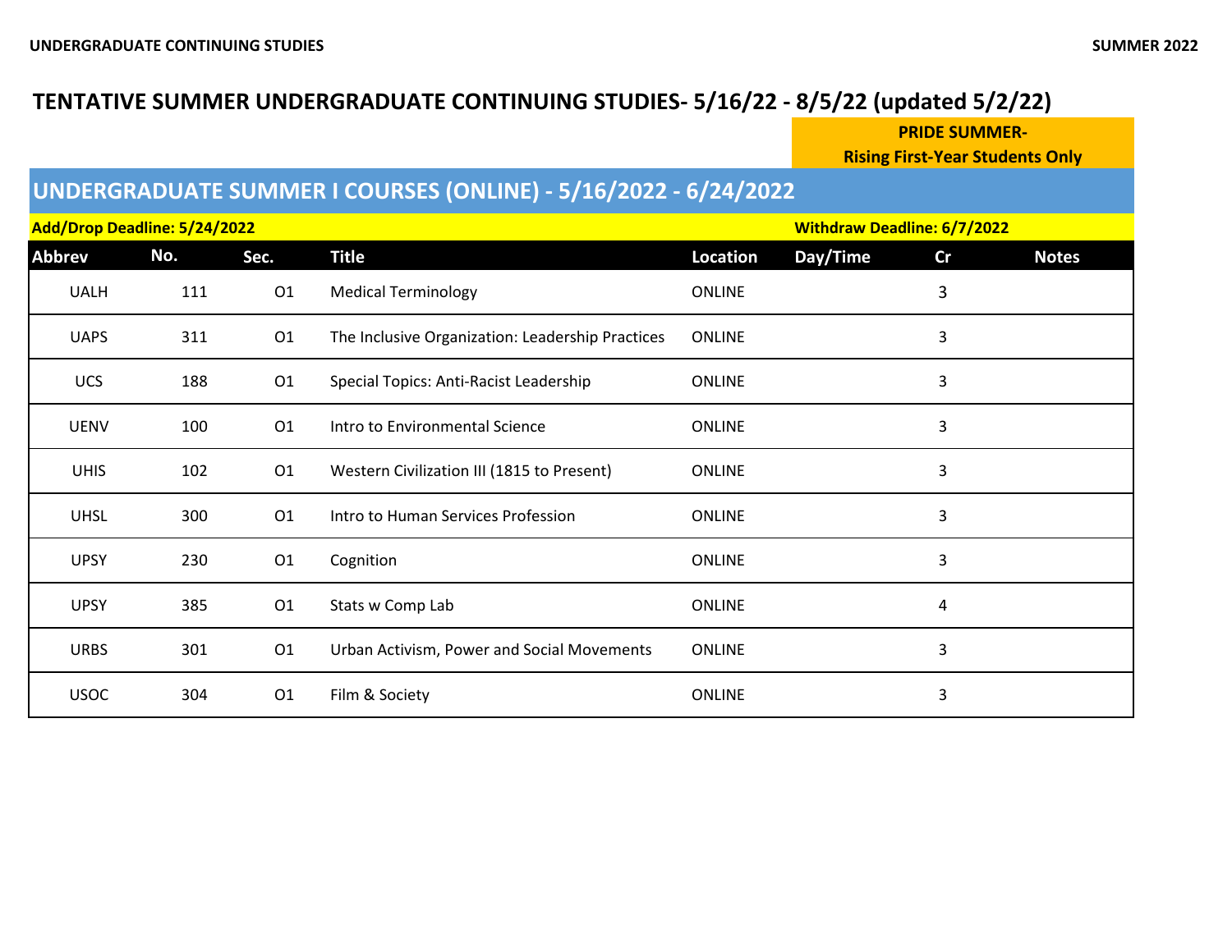# TENTATIVE SUMMER UNDERGRADUATE CONTINUING STUDIES- 5/16/22 - 8/5/22 (updated 5/2/22)

**PRIDE SUMMER- Rising First-Year Students Only**

## UNDERGRADUATE SUMMER I COURSES (ONLINE) - 5/16/2022 - 6/24/2022

**Add/Drop Deadline: 5/24/2022** **Withdraw Deadline: 6/7/2022**

| Abbrev | No. | Sec. | Title | Location | Day/Time | Cr | Notes |
|---|---|---|---|---|---|---|---|
| UALH | 111 | O1 | Medical Terminology | ONLINE | | 3 | |
| UAPS | 311 | O1 | The Inclusive Organization: Leadership Practices | ONLINE | | 3 | |
| UCS | 188 | O1 | Special Topics: Anti-Racist Leadership | ONLINE | | 3 | |
| UENV | 100 | O1 | Intro to Environmental Science | ONLINE | | 3 | |
| UHIS | 102 | O1 | Western Civilization III (1815 to Present) | ONLINE | | 3 | |
| UHSL | 300 | O1 | Intro to Human Services Profession | ONLINE | | 3 | |
| UPSY | 230 | O1 | Cognition | ONLINE | | 3 | |
| UPSY | 385 | O1 | Stats w Comp Lab | ONLINE | | 4 | |
| URBS | 301 | O1 | Urban Activism, Power and Social Movements | ONLINE | | 3 | |
| USOC | 304 | O1 | Film & Society | ONLINE | | 3 | |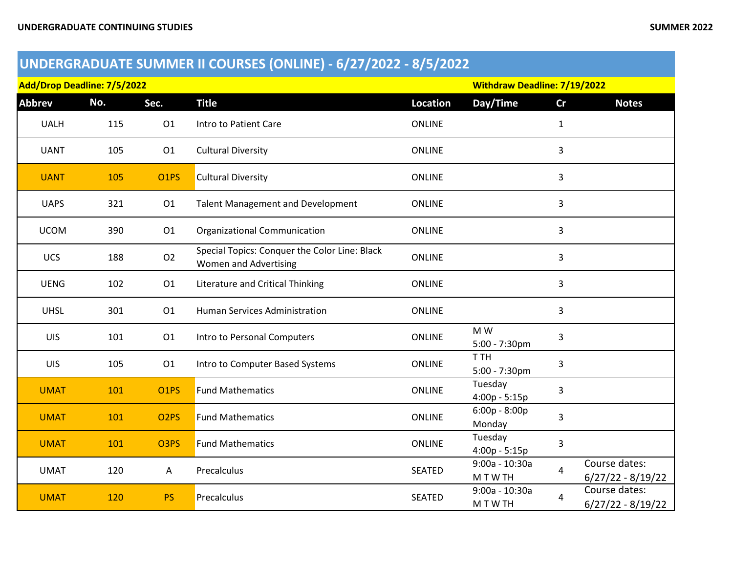## UNDERGRADUATE SUMMER II COURSES (ONLINE) - 6/27/2022 - 8/5/2022

**Add/Drop Deadline: 7/5/2022** | **Withdraw Deadline: 7/19/2022**

| Abbrev | No. | Sec. | Title | Location | Day/Time | Cr | Notes |
|---|---|---|---|---|---|---|---|
| UALH | 115 | O1 | Intro to Patient Care | ONLINE | | 1 | |
| UANT | 105 | O1 | Cultural Diversity | ONLINE | | 3 | |
| UANT | 105 | O1PS | Cultural Diversity | ONLINE | | 3 | |
| UAPS | 321 | O1 | Talent Management and Development | ONLINE | | 3 | |
| UCOM | 390 | O1 | Organizational Communication | ONLINE | | 3 | |
| UCS | 188 | O2 | Special Topics: Conquer the Color Line: Black Women and Advertising | ONLINE | | 3 | |
| UENG | 102 | O1 | Literature and Critical Thinking | ONLINE | | 3 | |
| UHSL | 301 | O1 | Human Services Administration | ONLINE | | 3 | |
| UIS | 101 | O1 | Intro to Personal Computers | ONLINE | M W 5:00 - 7:30pm | 3 | |
| UIS | 105 | O1 | Intro to Computer Based Systems | ONLINE | T TH 5:00 - 7:30pm | 3 | |
| UMAT | 101 | O1PS | Fund Mathematics | ONLINE | Tuesday 4:00p - 5:15p | 3 | |
| UMAT | 101 | O2PS | Fund Mathematics | ONLINE | 6:00p - 8:00p Monday | 3 | |
| UMAT | 101 | O3PS | Fund Mathematics | ONLINE | Tuesday 4:00p - 5:15p | 3 | |
| UMAT | 120 | A | Precalculus | SEATED | 9:00a - 10:30a M T W TH | 4 | Course dates: 6/27/22 - 8/19/22 |
| UMAT | 120 | PS | Precalculus | SEATED | 9:00a - 10:30a M T W TH | 4 | Course dates: 6/27/22 - 8/19/22 |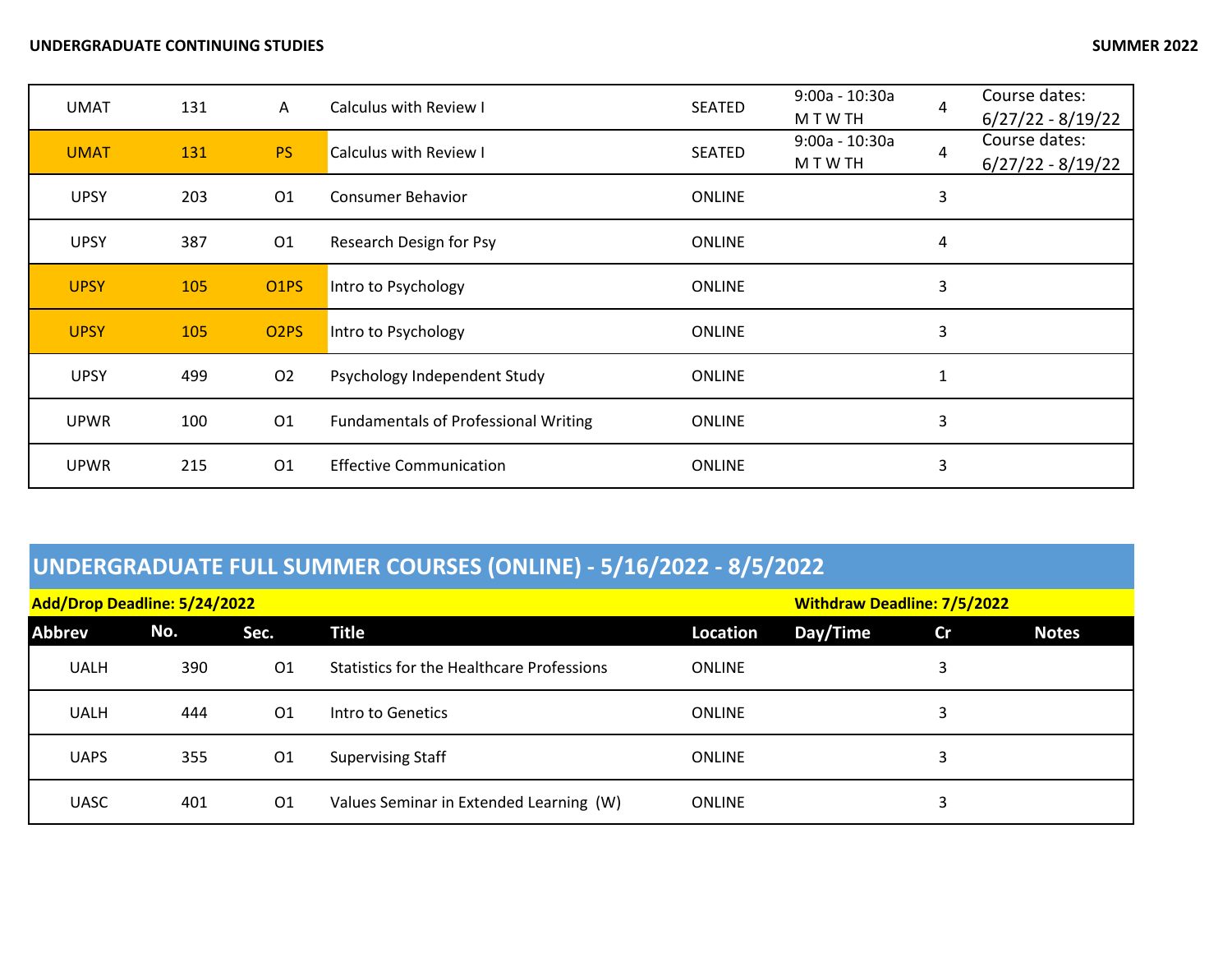| UMAT | 131 | A | Calculus with Review I | SEATED | 9:00a - 10:30a M T W TH | 4 | Course dates: 6/27/22 - 8/19/22 |
|---|---|---|---|---|---|---|---|
| UMAT | 131 | PS | Calculus with Review I | SEATED | 9:00a - 10:30a M T W TH | 4 | Course dates: 6/27/22 - 8/19/22 |
| UPSY | 203 | O1 | Consumer Behavior | ONLINE | | 3 | |
| UPSY | 387 | O1 | Research Design for Psy | ONLINE | | 4 | |
| UPSY | 105 | O1PS | Intro to Psychology | ONLINE | | 3 | |
| UPSY | 105 | O2PS | Intro to Psychology | ONLINE | | 3 | |
| UPSY | 499 | O2 | Psychology Independent Study | ONLINE | | 1 | |
| UPWR | 100 | O1 | Fundamentals of Professional Writing | ONLINE | | 3 | |
| UPWR | 215 | O1 | Effective Communication | ONLINE | | 3 | |

## UNDERGRADUATE FULL SUMMER COURSES (ONLINE) - 5/16/2022 - 8/5/2022

**Add/Drop Deadline: 5/24/2022** **Withdraw Deadline: 7/5/2022**

| Abbrev | No. | Sec. | Title | Location | Day/Time | Cr | Notes |
|---|---|---|---|---|---|---|---|
| UALH | 390 | O1 | Statistics for the Healthcare Professions | ONLINE | | 3 | |
| UALH | 444 | O1 | Intro to Genetics | ONLINE | | 3 | |
| UAPS | 355 | O1 | Supervising Staff | ONLINE | | 3 | |
| UASC | 401 | O1 | Values Seminar in Extended Learning (W) | ONLINE | | 3 | |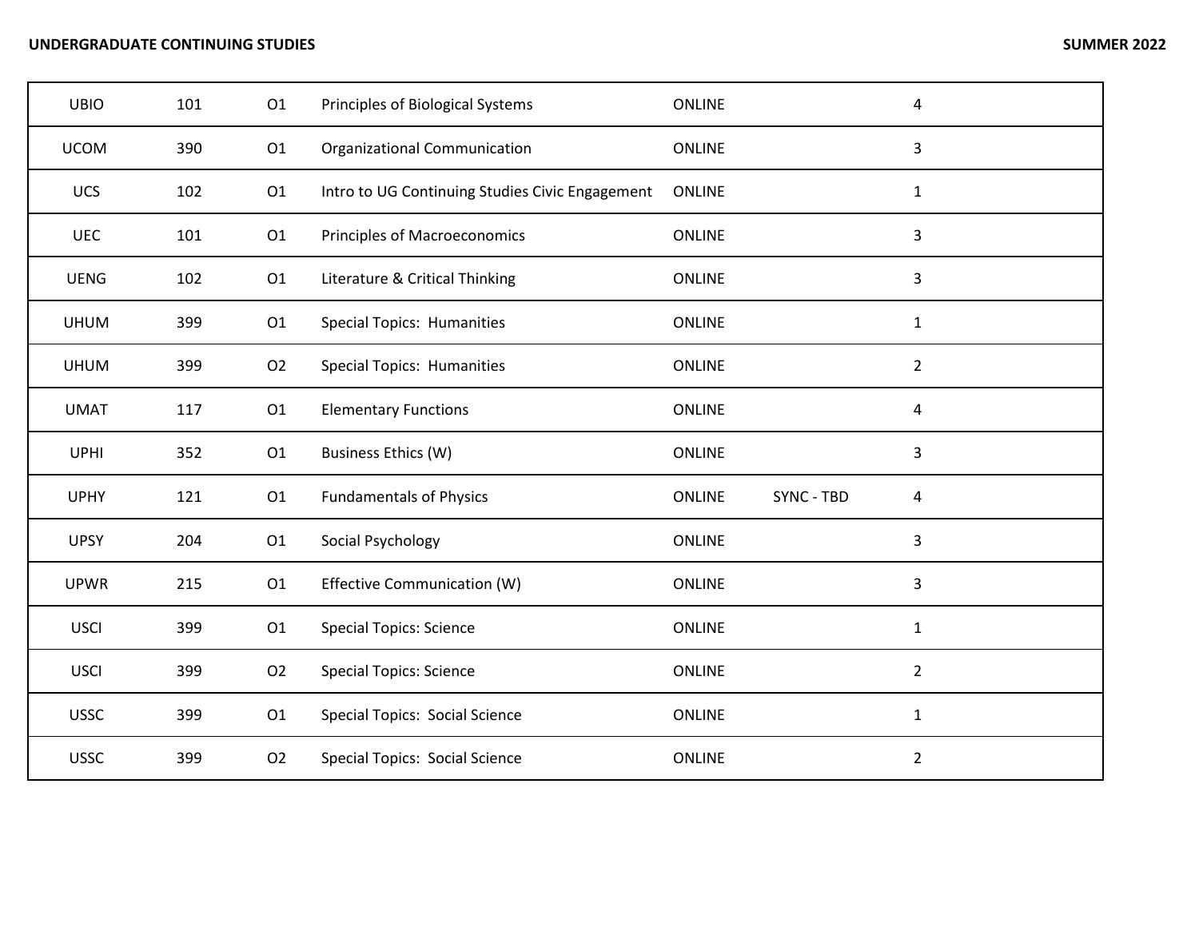| | | | | | | |
|---|---|---|---|---|---|---|
| UBIO | 101 | O1 | Principles of Biological Systems | ONLINE | | 4 |
| UCOM | 390 | O1 | Organizational Communication | ONLINE | | 3 |
| UCS | 102 | O1 | Intro to UG Continuing Studies Civic Engagement | ONLINE | | 1 |
| UEC | 101 | O1 | Principles of Macroeconomics | ONLINE | | 3 |
| UENG | 102 | O1 | Literature & Critical Thinking | ONLINE | | 3 |
| UHUM | 399 | O1 | Special Topics:  Humanities | ONLINE | | 1 |
| UHUM | 399 | O2 | Special Topics:  Humanities | ONLINE | | 2 |
| UMAT | 117 | O1 | Elementary Functions | ONLINE | | 4 |
| UPHI | 352 | O1 | Business Ethics (W) | ONLINE | | 3 |
| UPHY | 121 | O1 | Fundamentals of Physics | ONLINE | SYNC - TBD | 4 |
| UPSY | 204 | O1 | Social Psychology | ONLINE | | 3 |
| UPWR | 215 | O1 | Effective Communication (W) | ONLINE | | 3 |
| USCI | 399 | O1 | Special Topics: Science | ONLINE | | 1 |
| USCI | 399 | O2 | Special Topics: Science | ONLINE | | 2 |
| USSC | 399 | O1 | Special Topics:  Social Science | ONLINE | | 1 |
| USSC | 399 | O2 | Special Topics:  Social Science | ONLINE | | 2 |